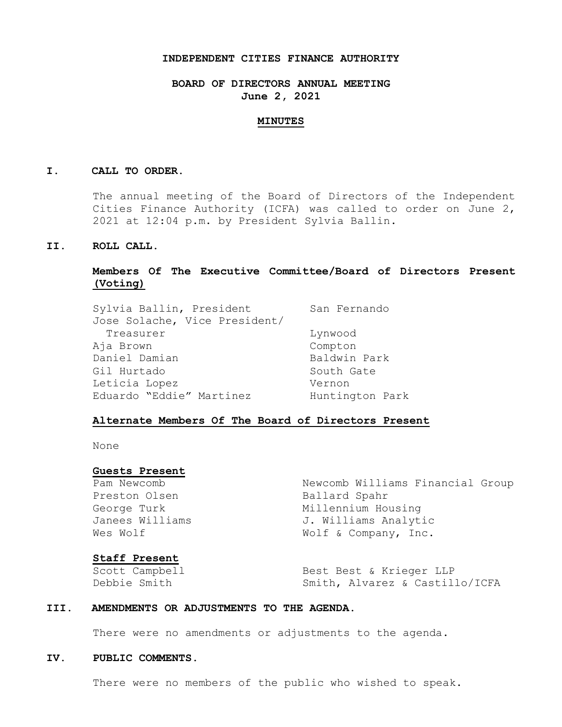**INDEPENDENT CITIES FINANCE AUTHORITY**

**BOARD OF DIRECTORS ANNUAL MEETING**
**June 2, 2021**

**MINUTES**

## I. CALL TO ORDER.

The annual meeting of the Board of Directors of the Independent Cities Finance Authority (ICFA) was called to order on June 2, 2021 at 12:04 p.m. by President Sylvia Ballin.

## II. ROLL CALL.

**Members Of The Executive Committee/Board of Directors Present (Voting)**

| | |
|---|---|
| Sylvia Ballin, President | San Fernando |
| Jose Solache, Vice President/ Treasurer | Lynwood |
| Aja Brown | Compton |
| Daniel Damian | Baldwin Park |
| Gil Hurtado | South Gate |
| Leticia Lopez | Vernon |
| Eduardo "Eddie" Martinez | Huntington Park |

**Alternate Members Of The Board of Directors Present**

None

**Guests Present**

| | |
|---|---|
| Pam Newcomb | Newcomb Williams Financial Group |
| Preston Olsen | Ballard Spahr |
| George Turk | Millennium Housing |
| Janees Williams | J. Williams Analytic |
| Wes Wolf | Wolf & Company, Inc. |

**Staff Present**

| | |
|---|---|
| Scott Campbell | Best Best & Krieger LLP |
| Debbie Smith | Smith, Alvarez & Castillo/ICFA |

## III. AMENDMENTS OR ADJUSTMENTS TO THE AGENDA.

There were no amendments or adjustments to the agenda.

## IV. PUBLIC COMMENTS.

There were no members of the public who wished to speak.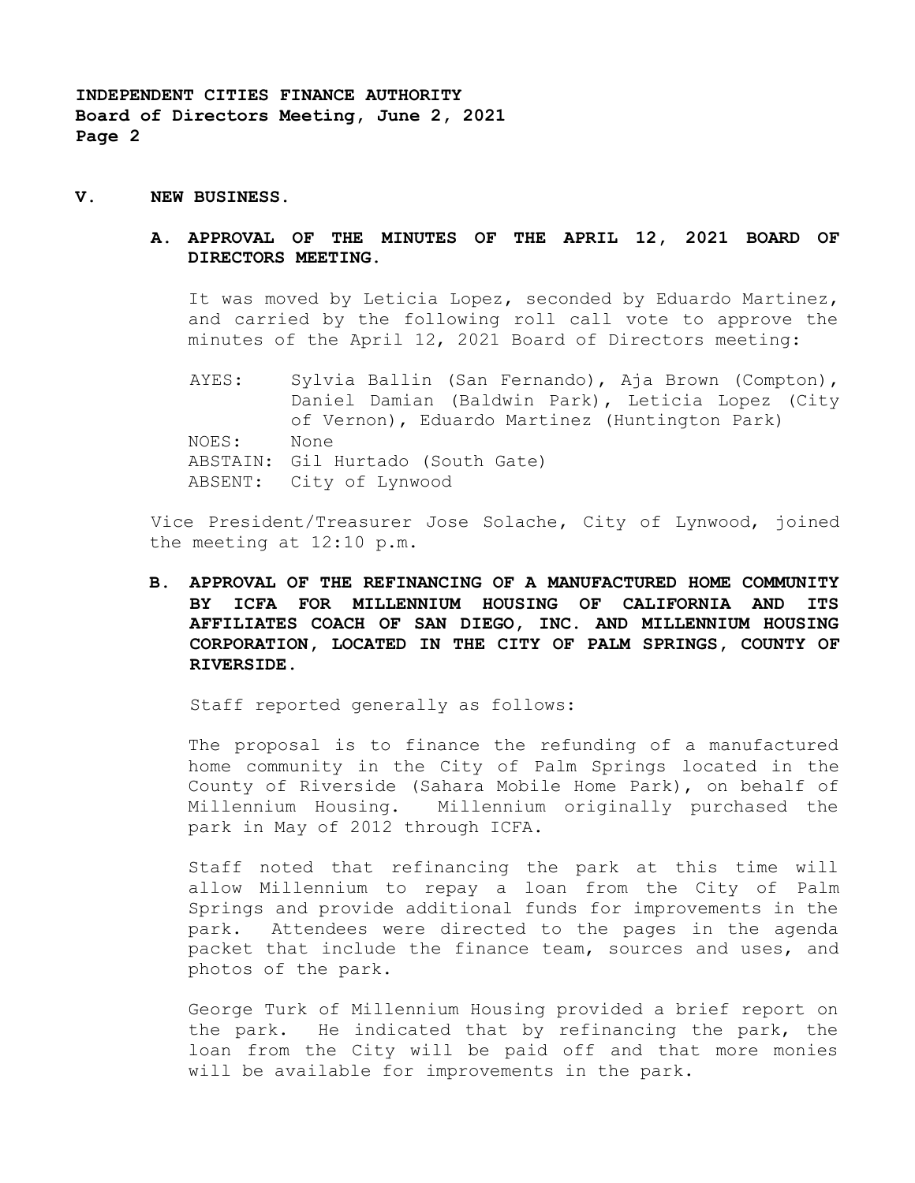## V. NEW BUSINESS.

### A. APPROVAL OF THE MINUTES OF THE APRIL 12, 2021 BOARD OF DIRECTORS MEETING.

It was moved by Leticia Lopez, seconded by Eduardo Martinez, and carried by the following roll call vote to approve the minutes of the April 12, 2021 Board of Directors meeting:

AYES: Sylvia Ballin (San Fernando), Aja Brown (Compton), Daniel Damian (Baldwin Park), Leticia Lopez (City of Vernon), Eduardo Martinez (Huntington Park)
NOES: None
ABSTAIN: Gil Hurtado (South Gate)
ABSENT: City of Lynwood

Vice President/Treasurer Jose Solache, City of Lynwood, joined the meeting at 12:10 p.m.

### B. APPROVAL OF THE REFINANCING OF A MANUFACTURED HOME COMMUNITY BY ICFA FOR MILLENNIUM HOUSING OF CALIFORNIA AND ITS AFFILIATES COACH OF SAN DIEGO, INC. AND MILLENNIUM HOUSING CORPORATION, LOCATED IN THE CITY OF PALM SPRINGS, COUNTY OF RIVERSIDE.

Staff reported generally as follows:

The proposal is to finance the refunding of a manufactured home community in the City of Palm Springs located in the County of Riverside (Sahara Mobile Home Park), on behalf of Millennium Housing. Millennium originally purchased the park in May of 2012 through ICFA.

Staff noted that refinancing the park at this time will allow Millennium to repay a loan from the City of Palm Springs and provide additional funds for improvements in the park. Attendees were directed to the pages in the agenda packet that include the finance team, sources and uses, and photos of the park.

George Turk of Millennium Housing provided a brief report on the park. He indicated that by refinancing the park, the loan from the City will be paid off and that more monies will be available for improvements in the park.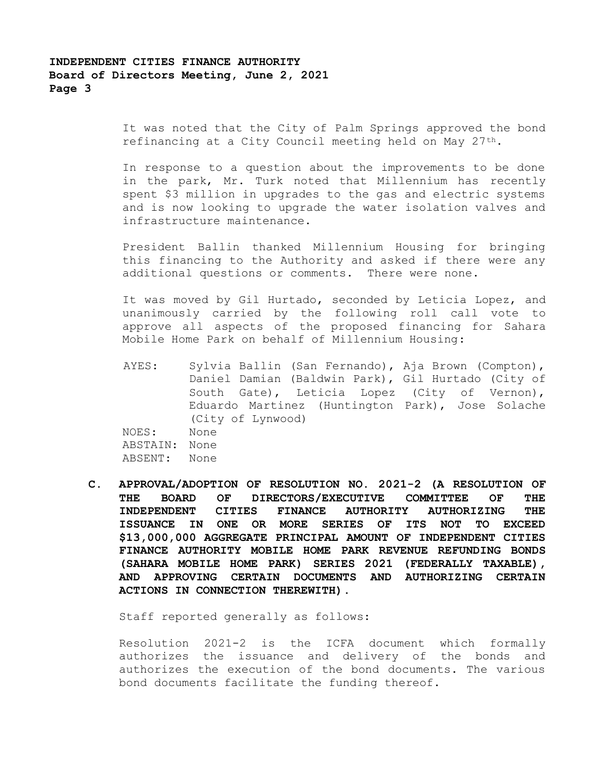It was noted that the City of Palm Springs approved the bond refinancing at a City Council meeting held on May 27th.

In response to a question about the improvements to be done in the park, Mr. Turk noted that Millennium has recently spent $3 million in upgrades to the gas and electric systems and is now looking to upgrade the water isolation valves and infrastructure maintenance.

President Ballin thanked Millennium Housing for bringing this financing to the Authority and asked if there were any additional questions or comments. There were none.

It was moved by Gil Hurtado, seconded by Leticia Lopez, and unanimously carried by the following roll call vote to approve all aspects of the proposed financing for Sahara Mobile Home Park on behalf of Millennium Housing:

AYES: Sylvia Ballin (San Fernando), Aja Brown (Compton), Daniel Damian (Baldwin Park), Gil Hurtado (City of South Gate), Leticia Lopez (City of Vernon), Eduardo Martinez (Huntington Park), Jose Solache (City of Lynwood)
NOES: None
ABSTAIN: None
ABSENT: None

**C. APPROVAL/ADOPTION OF RESOLUTION NO. 2021-2 (A RESOLUTION OF THE BOARD OF DIRECTORS/EXECUTIVE COMMITTEE OF THE INDEPENDENT CITIES FINANCE AUTHORITY AUTHORIZING THE ISSUANCE IN ONE OR MORE SERIES OF ITS NOT TO EXCEED $13,000,000 AGGREGATE PRINCIPAL AMOUNT OF INDEPENDENT CITIES FINANCE AUTHORITY MOBILE HOME PARK REVENUE REFUNDING BONDS (SAHARA MOBILE HOME PARK) SERIES 2021 (FEDERALLY TAXABLE), AND APPROVING CERTAIN DOCUMENTS AND AUTHORIZING CERTAIN ACTIONS IN CONNECTION THEREWITH).**

Staff reported generally as follows:

Resolution 2021-2 is the ICFA document which formally authorizes the issuance and delivery of the bonds and authorizes the execution of the bond documents. The various bond documents facilitate the funding thereof.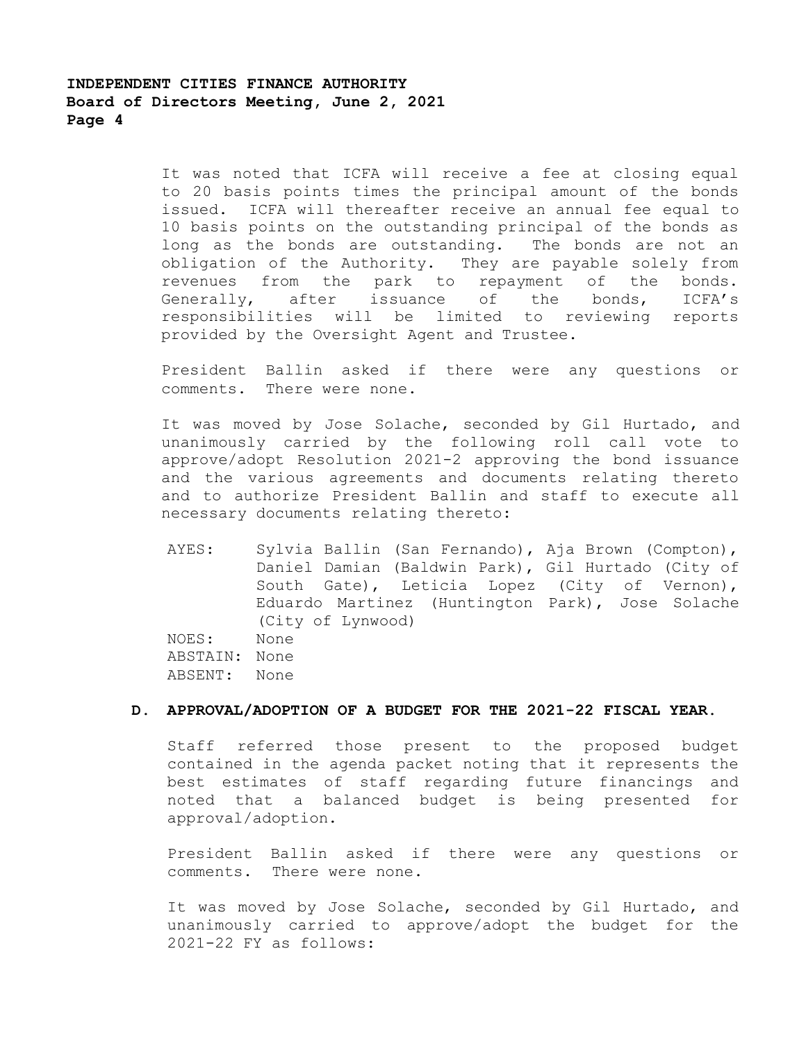It was noted that ICFA will receive a fee at closing equal to 20 basis points times the principal amount of the bonds issued. ICFA will thereafter receive an annual fee equal to 10 basis points on the outstanding principal of the bonds as long as the bonds are outstanding. The bonds are not an obligation of the Authority. They are payable solely from revenues from the park to repayment of the bonds. Generally, after issuance of the bonds, ICFA's responsibilities will be limited to reviewing reports provided by the Oversight Agent and Trustee.

President Ballin asked if there were any questions or comments. There were none.

It was moved by Jose Solache, seconded by Gil Hurtado, and unanimously carried by the following roll call vote to approve/adopt Resolution 2021-2 approving the bond issuance and the various agreements and documents relating thereto and to authorize President Ballin and staff to execute all necessary documents relating thereto:

AYES: Sylvia Ballin (San Fernando), Aja Brown (Compton), Daniel Damian (Baldwin Park), Gil Hurtado (City of South Gate), Leticia Lopez (City of Vernon), Eduardo Martinez (Huntington Park), Jose Solache (City of Lynwood)
NOES: None
ABSTAIN: None
ABSENT: None

**D. APPROVAL/ADOPTION OF A BUDGET FOR THE 2021-22 FISCAL YEAR.**

Staff referred those present to the proposed budget contained in the agenda packet noting that it represents the best estimates of staff regarding future financings and noted that a balanced budget is being presented for approval/adoption.

President Ballin asked if there were any questions or comments. There were none.

It was moved by Jose Solache, seconded by Gil Hurtado, and unanimously carried to approve/adopt the budget for the 2021-22 FY as follows: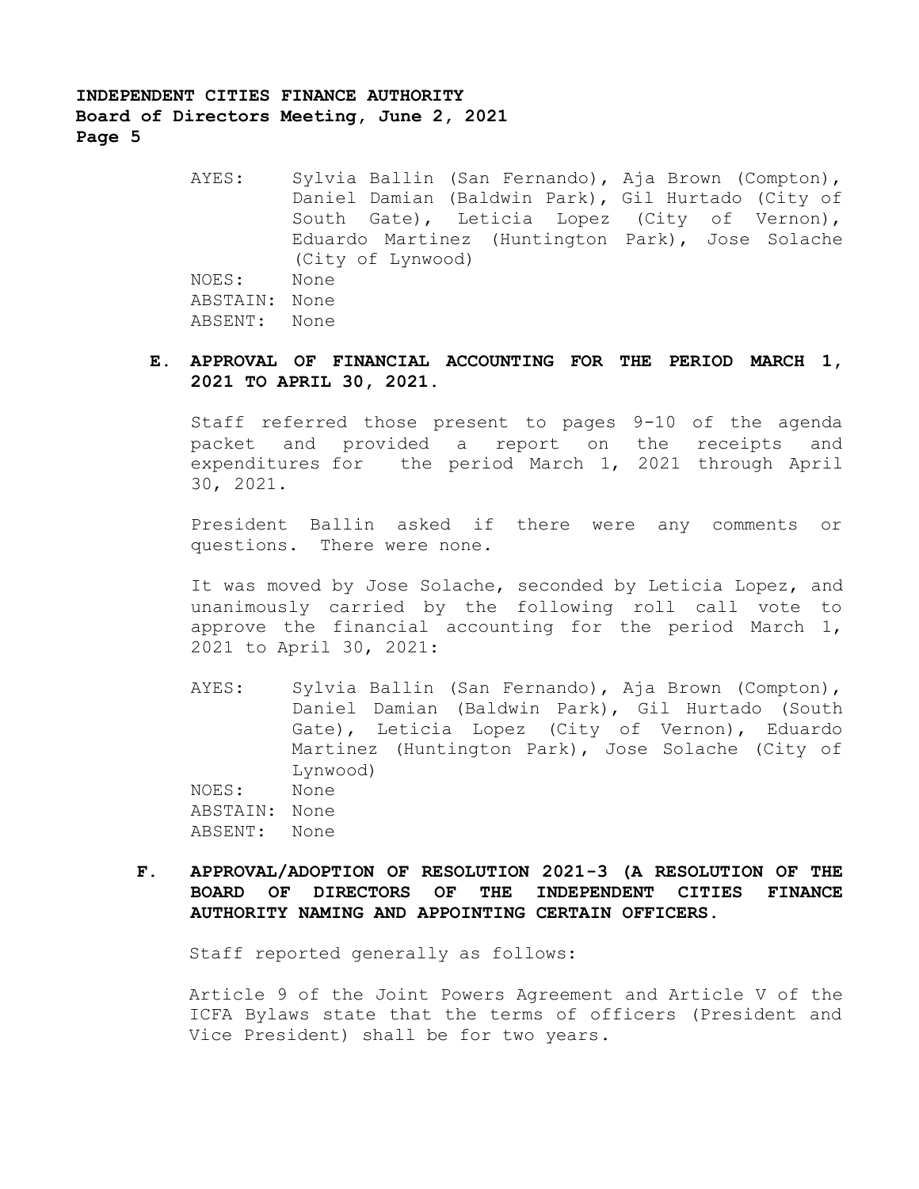AYES: Sylvia Ballin (San Fernando), Aja Brown (Compton), Daniel Damian (Baldwin Park), Gil Hurtado (City of South Gate), Leticia Lopez (City of Vernon), Eduardo Martinez (Huntington Park), Jose Solache (City of Lynwood)
NOES: None
ABSTAIN: None
ABSENT: None

**E. APPROVAL OF FINANCIAL ACCOUNTING FOR THE PERIOD MARCH 1, 2021 TO APRIL 30, 2021.**

Staff referred those present to pages 9-10 of the agenda packet and provided a report on the receipts and expenditures for the period March 1, 2021 through April 30, 2021.

President Ballin asked if there were any comments or questions. There were none.

It was moved by Jose Solache, seconded by Leticia Lopez, and unanimously carried by the following roll call vote to approve the financial accounting for the period March 1, 2021 to April 30, 2021:

AYES: Sylvia Ballin (San Fernando), Aja Brown (Compton), Daniel Damian (Baldwin Park), Gil Hurtado (South Gate), Leticia Lopez (City of Vernon), Eduardo Martinez (Huntington Park), Jose Solache (City of Lynwood)
NOES: None
ABSTAIN: None
ABSENT: None

**F. APPROVAL/ADOPTION OF RESOLUTION 2021-3 (A RESOLUTION OF THE BOARD OF DIRECTORS OF THE INDEPENDENT CITIES FINANCE AUTHORITY NAMING AND APPOINTING CERTAIN OFFICERS.**

Staff reported generally as follows:

Article 9 of the Joint Powers Agreement and Article V of the ICFA Bylaws state that the terms of officers (President and Vice President) shall be for two years.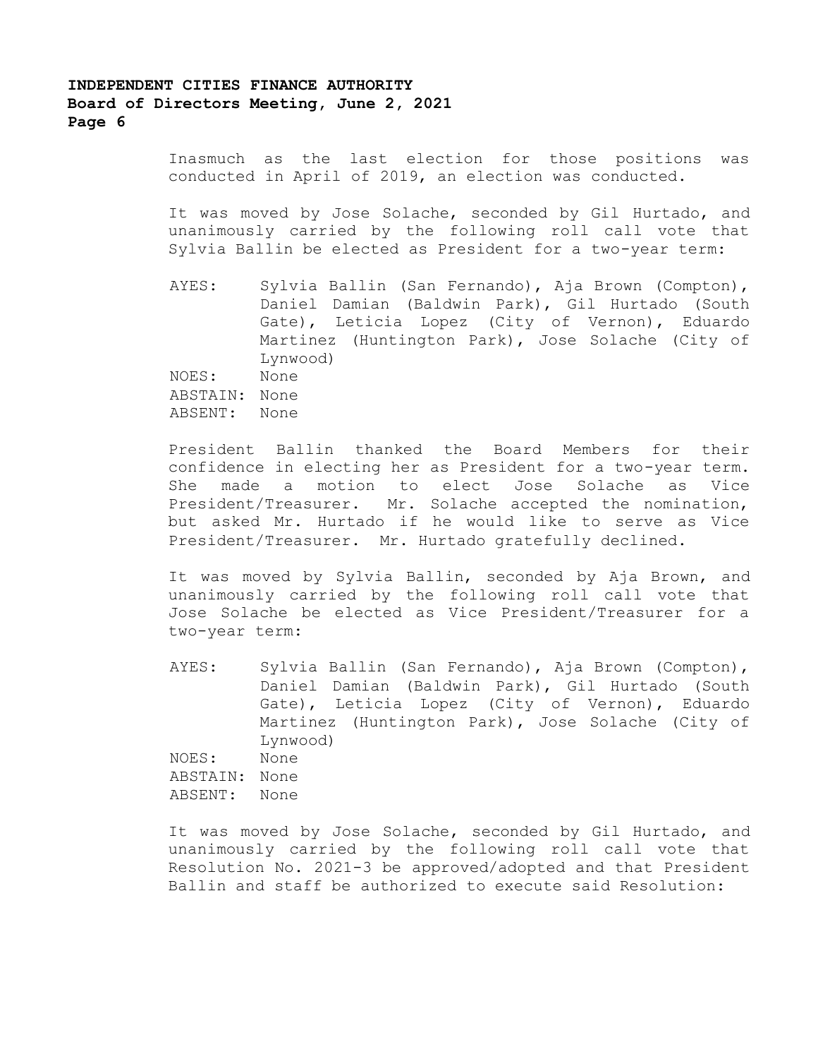Inasmuch as the last election for those positions was conducted in April of 2019, an election was conducted.

It was moved by Jose Solache, seconded by Gil Hurtado, and unanimously carried by the following roll call vote that Sylvia Ballin be elected as President for a two-year term:

AYES: Sylvia Ballin (San Fernando), Aja Brown (Compton), Daniel Damian (Baldwin Park), Gil Hurtado (South Gate), Leticia Lopez (City of Vernon), Eduardo Martinez (Huntington Park), Jose Solache (City of Lynwood)
NOES: None
ABSTAIN: None
ABSENT: None

President Ballin thanked the Board Members for their confidence in electing her as President for a two-year term. She made a motion to elect Jose Solache as Vice President/Treasurer. Mr. Solache accepted the nomination, but asked Mr. Hurtado if he would like to serve as Vice President/Treasurer. Mr. Hurtado gratefully declined.

It was moved by Sylvia Ballin, seconded by Aja Brown, and unanimously carried by the following roll call vote that Jose Solache be elected as Vice President/Treasurer for a two-year term:

AYES: Sylvia Ballin (San Fernando), Aja Brown (Compton), Daniel Damian (Baldwin Park), Gil Hurtado (South Gate), Leticia Lopez (City of Vernon), Eduardo Martinez (Huntington Park), Jose Solache (City of Lynwood)
NOES: None
ABSTAIN: None
ABSENT: None

It was moved by Jose Solache, seconded by Gil Hurtado, and unanimously carried by the following roll call vote that Resolution No. 2021-3 be approved/adopted and that President Ballin and staff be authorized to execute said Resolution: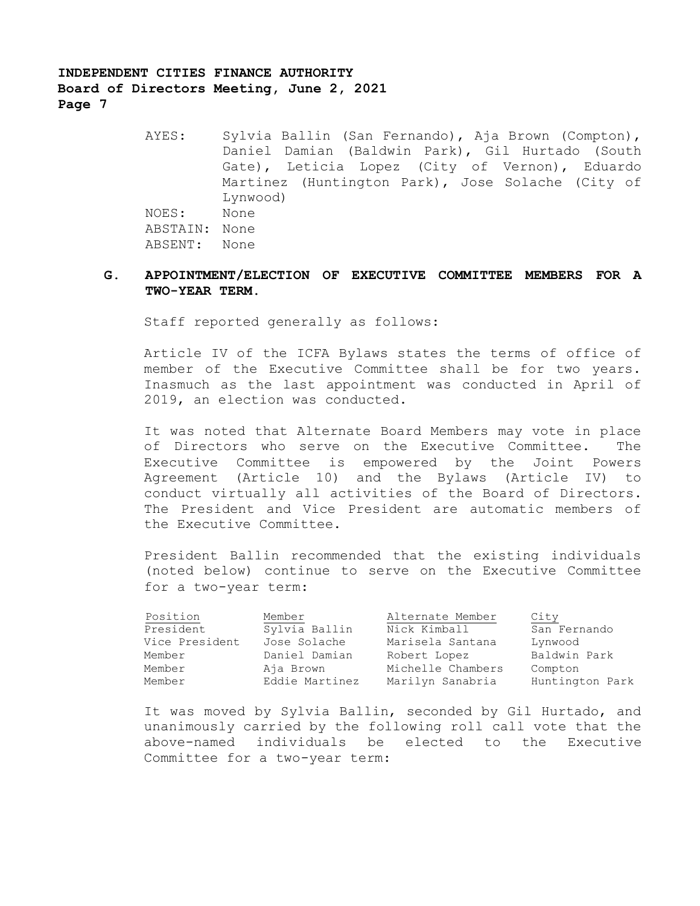AYES: Sylvia Ballin (San Fernando), Aja Brown (Compton), Daniel Damian (Baldwin Park), Gil Hurtado (South Gate), Leticia Lopez (City of Vernon), Eduardo Martinez (Huntington Park), Jose Solache (City of Lynwood)
NOES: None
ABSTAIN: None
ABSENT: None

**G. APPOINTMENT/ELECTION OF EXECUTIVE COMMITTEE MEMBERS FOR A TWO-YEAR TERM.**

Staff reported generally as follows:

Article IV of the ICFA Bylaws states the terms of office of member of the Executive Committee shall be for two years. Inasmuch as the last appointment was conducted in April of 2019, an election was conducted.

It was noted that Alternate Board Members may vote in place of Directors who serve on the Executive Committee. The Executive Committee is empowered by the Joint Powers Agreement (Article 10) and the Bylaws (Article IV) to conduct virtually all activities of the Board of Directors. The President and Vice President are automatic members of the Executive Committee.

President Ballin recommended that the existing individuals (noted below) continue to serve on the Executive Committee for a two-year term:

| Position | Member | Alternate Member | City |
|---|---|---|---|
| President | Sylvia Ballin | Nick Kimball | San Fernando |
| Vice President | Jose Solache | Marisela Santana | Lynwood |
| Member | Daniel Damian | Robert Lopez | Baldwin Park |
| Member | Aja Brown | Michelle Chambers | Compton |
| Member | Eddie Martinez | Marilyn Sanabria | Huntington Park |

It was moved by Sylvia Ballin, seconded by Gil Hurtado, and unanimously carried by the following roll call vote that the above-named individuals be elected to the Executive Committee for a two-year term: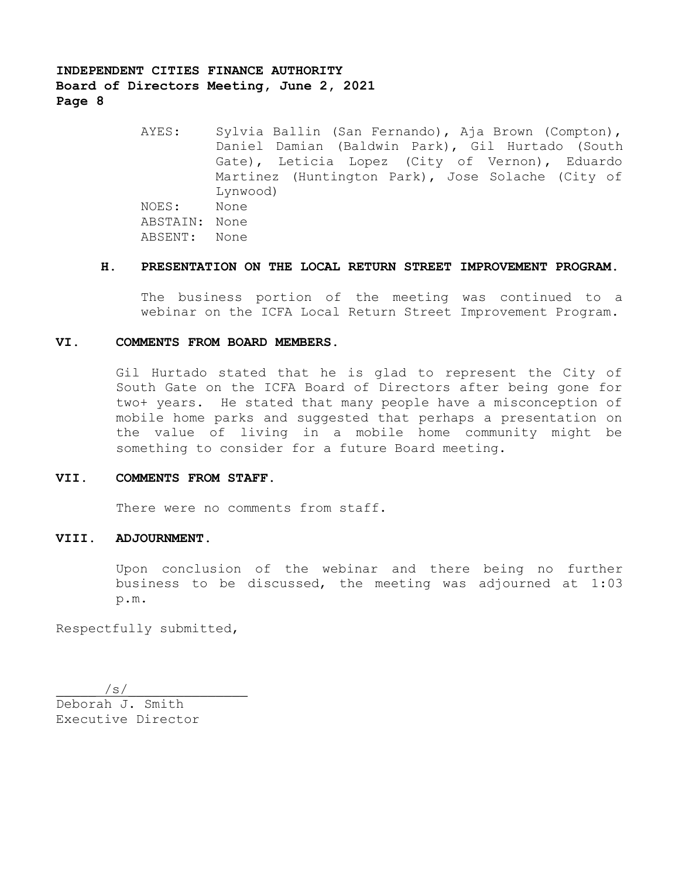AYES: Sylvia Ballin (San Fernando), Aja Brown (Compton), Daniel Damian (Baldwin Park), Gil Hurtado (South Gate), Leticia Lopez (City of Vernon), Eduardo Martinez (Huntington Park), Jose Solache (City of Lynwood)
NOES: None
ABSTAIN: None
ABSENT: None

**H. PRESENTATION ON THE LOCAL RETURN STREET IMPROVEMENT PROGRAM.**

The business portion of the meeting was continued to a webinar on the ICFA Local Return Street Improvement Program.

## VI. COMMENTS FROM BOARD MEMBERS.

Gil Hurtado stated that he is glad to represent the City of South Gate on the ICFA Board of Directors after being gone for two+ years. He stated that many people have a misconception of mobile home parks and suggested that perhaps a presentation on the value of living in a mobile home community might be something to consider for a future Board meeting.

## VII. COMMENTS FROM STAFF.

There were no comments from staff.

## VIII. ADJOURNMENT.

Upon conclusion of the webinar and there being no further business to be discussed, the meeting was adjourned at 1:03 p.m.

Respectfully submitted,

/s/
Deborah J. Smith
Executive Director